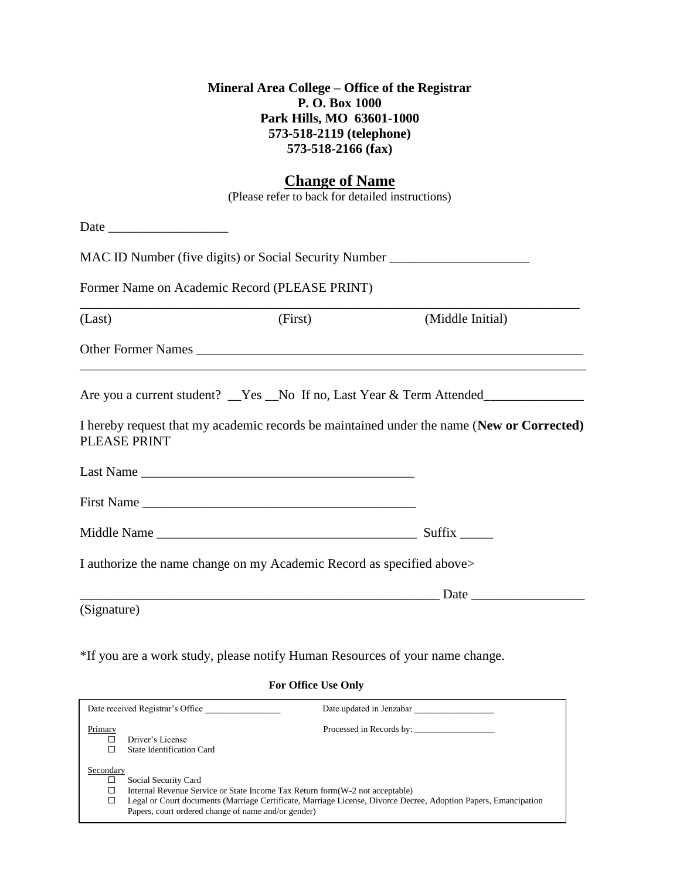**Mineral Area College – Office of the Registrar**
**P. O. Box 1000**
**Park Hills, MO 63601-1000**
**573-518-2119 (telephone)**
**573-518-2166 (fax)**

## Change of Name

(Please refer to back for detailed instructions)

Date ___________________

MAC ID Number (five digits) or Social Security Number _____________________

Former Name on Academic Record (PLEASE PRINT)

_____________________________________________________________________________

(Last) (First) (Middle Initial)

Other Former Names ___________________________________________________________

_____________________________________________________________________________

Are you a current student? __Yes __No If no, Last Year & Term Attended_______________

I hereby request that my academic records be maintained under the name (**New or Corrected)** PLEASE PRINT

Last Name _________________________________________

First Name _________________________________________

Middle Name _______________________________________ Suffix _____

I authorize the name change on my Academic Record as specified above>

_______________________________________________________ Date _________________

(Signature)

*If you are a work study, please notify Human Resources of your name change.

**For Office Use Only**

Date received Registrar's Office _________________ Date updated in Jenzabar __________________

Processed in Records by: __________________

Primary

- ☐ Driver's License
- ☐ State Identification Card

Secondary

- ☐ Social Security Card
- ☐ Internal Revenue Service or State Income Tax Return form(W-2 not acceptable)
- ☐ Legal or Court documents (Marriage Certificate, Marriage License, Divorce Decree, Adoption Papers, Emancipation Papers, court ordered change of name and/or gender)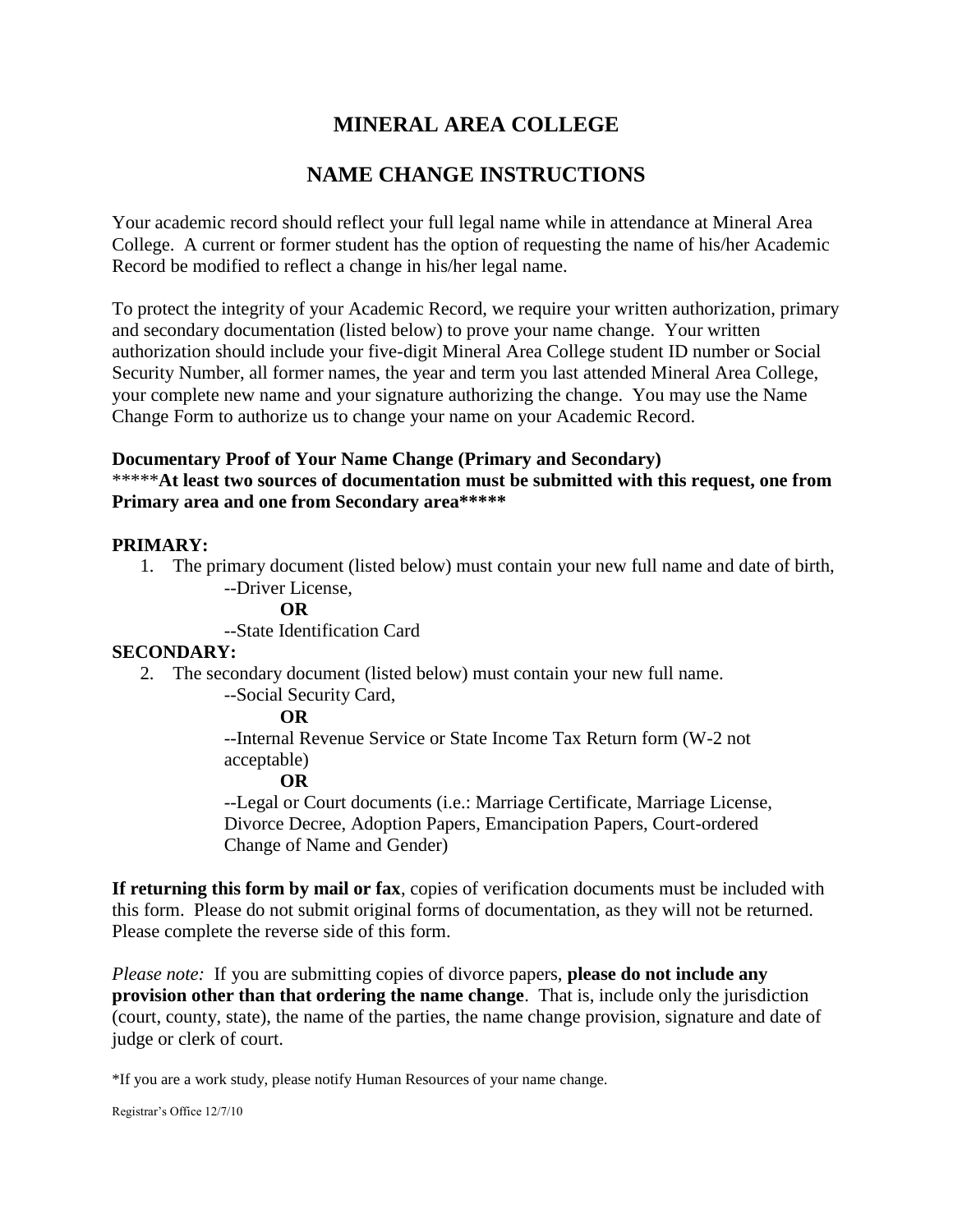# MINERAL AREA COLLEGE

## NAME CHANGE INSTRUCTIONS

Your academic record should reflect your full legal name while in attendance at Mineral Area College. A current or former student has the option of requesting the name of his/her Academic Record be modified to reflect a change in his/her legal name.

To protect the integrity of your Academic Record, we require your written authorization, primary and secondary documentation (listed below) to prove your name change. Your written authorization should include your five-digit Mineral Area College student ID number or Social Security Number, all former names, the year and term you last attended Mineral Area College, your complete new name and your signature authorizing the change. You may use the Name Change Form to authorize us to change your name on your Academic Record.

**Documentary Proof of Your Name Change (Primary and Secondary)**
*****At least two sources of documentation must be submitted with this request, one from Primary area and one from Secondary area*****

**PRIMARY:**

1. The primary document (listed below) must contain your new full name and date of birth,
   --Driver License,
   **OR**
   --State Identification Card

**SECONDARY:**

2. The secondary document (listed below) must contain your new full name.
   --Social Security Card,
   **OR**
   --Internal Revenue Service or State Income Tax Return form (W-2 not acceptable)
   **OR**
   --Legal or Court documents (i.e.: Marriage Certificate, Marriage License, Divorce Decree, Adoption Papers, Emancipation Papers, Court-ordered Change of Name and Gender)

**If returning this form by mail or fax**, copies of verification documents must be included with this form. Please do not submit original forms of documentation, as they will not be returned. Please complete the reverse side of this form.

*Please note:* If you are submitting copies of divorce papers, **please do not include any provision other than that ordering the name change**. That is, include only the jurisdiction (court, county, state), the name of the parties, the name change provision, signature and date of judge or clerk of court.

*If you are a work study, please notify Human Resources of your name change.

Registrar's Office 12/7/10